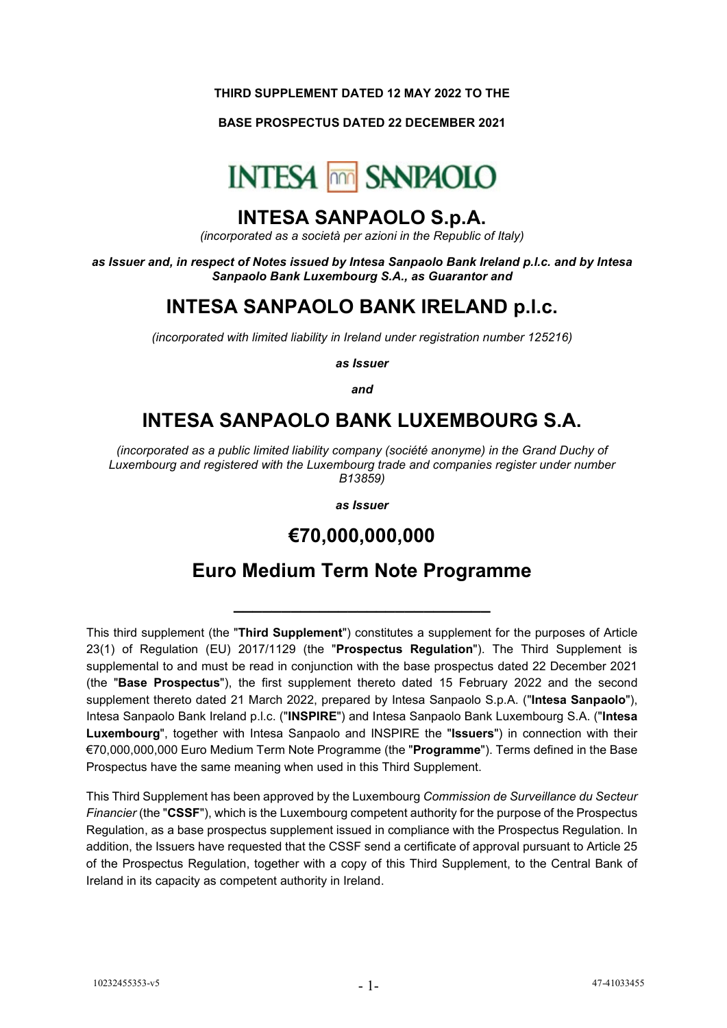**THIRD SUPPLEMENT DATED 12 MAY 2022 TO THE**

**BASE PROSPECTUS DATED 22 DECEMBER 2021**

INTESA SANPAOLO

# INTESA SANPAOLO S.p.A.

*(incorporated as a società per azioni in the Republic of Italy)*

***as Issuer and, in respect of Notes issued by Intesa Sanpaolo Bank Ireland p.l.c. and by Intesa Sanpaolo Bank Luxembourg S.A., as Guarantor and***

# INTESA SANPAOLO BANK IRELAND p.l.c.

*(incorporated with limited liability in Ireland under registration number 125216)*

***as Issuer***

***and***

# INTESA SANPAOLO BANK LUXEMBOURG S.A.

*(incorporated as a public limited liability company (société anonyme) in the Grand Duchy of Luxembourg and registered with the Luxembourg trade and companies register under number B13859)*

***as Issuer***

# €70,000,000,000

# Euro Medium Term Note Programme

---

This third supplement (the "**Third Supplement**") constitutes a supplement for the purposes of Article 23(1) of Regulation (EU) 2017/1129 (the "**Prospectus Regulation**"). The Third Supplement is supplemental to and must be read in conjunction with the base prospectus dated 22 December 2021 (the "**Base Prospectus**"), the first supplement thereto dated 15 February 2022 and the second supplement thereto dated 21 March 2022, prepared by Intesa Sanpaolo S.p.A. ("**Intesa Sanpaolo**"), Intesa Sanpaolo Bank Ireland p.l.c. ("**INSPIRE**") and Intesa Sanpaolo Bank Luxembourg S.A. ("**Intesa Luxembourg**", together with Intesa Sanpaolo and INSPIRE the "**Issuers**") in connection with their €70,000,000,000 Euro Medium Term Note Programme (the "**Programme**"). Terms defined in the Base Prospectus have the same meaning when used in this Third Supplement.

This Third Supplement has been approved by the Luxembourg *Commission de Surveillance du Secteur Financier* (the "**CSSF**"), which is the Luxembourg competent authority for the purpose of the Prospectus Regulation, as a base prospectus supplement issued in compliance with the Prospectus Regulation. In addition, the Issuers have requested that the CSSF send a certificate of approval pursuant to Article 25 of the Prospectus Regulation, together with a copy of this Third Supplement, to the Central Bank of Ireland in its capacity as competent authority in Ireland.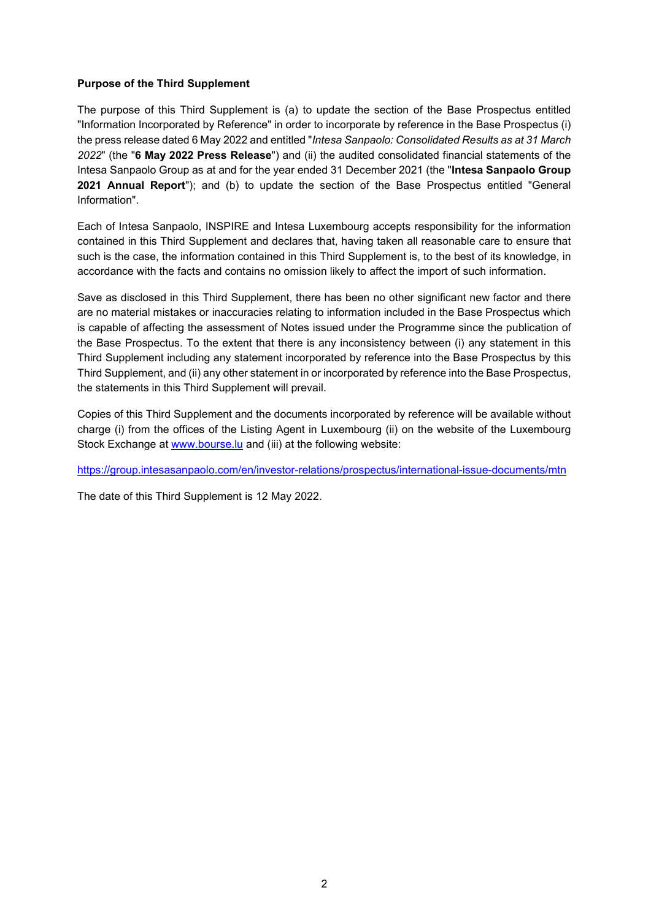**Purpose of the Third Supplement**

The purpose of this Third Supplement is (a) to update the section of the Base Prospectus entitled "Information Incorporated by Reference" in order to incorporate by reference in the Base Prospectus (i) the press release dated 6 May 2022 and entitled "*Intesa Sanpaolo: Consolidated Results as at 31 March 2022*" (the "**6 May 2022 Press Release**") and (ii) the audited consolidated financial statements of the Intesa Sanpaolo Group as at and for the year ended 31 December 2021 (the "**Intesa Sanpaolo Group 2021 Annual Report**"); and (b) to update the section of the Base Prospectus entitled "General Information".

Each of Intesa Sanpaolo, INSPIRE and Intesa Luxembourg accepts responsibility for the information contained in this Third Supplement and declares that, having taken all reasonable care to ensure that such is the case, the information contained in this Third Supplement is, to the best of its knowledge, in accordance with the facts and contains no omission likely to affect the import of such information.

Save as disclosed in this Third Supplement, there has been no other significant new factor and there are no material mistakes or inaccuracies relating to information included in the Base Prospectus which is capable of affecting the assessment of Notes issued under the Programme since the publication of the Base Prospectus. To the extent that there is any inconsistency between (i) any statement in this Third Supplement including any statement incorporated by reference into the Base Prospectus by this Third Supplement, and (ii) any other statement in or incorporated by reference into the Base Prospectus, the statements in this Third Supplement will prevail.

Copies of this Third Supplement and the documents incorporated by reference will be available without charge (i) from the offices of the Listing Agent in Luxembourg (ii) on the website of the Luxembourg Stock Exchange at www.bourse.lu and (iii) at the following website:

https://group.intesasanpaolo.com/en/investor-relations/prospectus/international-issue-documents/mtn

The date of this Third Supplement is 12 May 2022.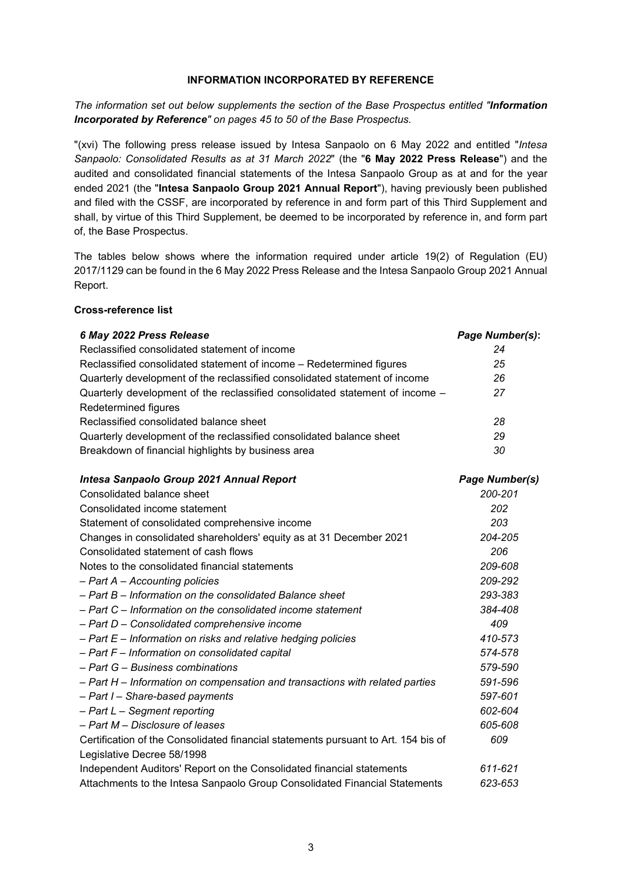## INFORMATION INCORPORATED BY REFERENCE

*The information set out below supplements the section of the Base Prospectus entitled "**Information Incorporated by Reference**" on pages 45 to 50 of the Base Prospectus.*

"(xvi) The following press release issued by Intesa Sanpaolo on 6 May 2022 and entitled "*Intesa Sanpaolo: Consolidated Results as at 31 March 2022*" (the "**6 May 2022 Press Release**") and the audited and consolidated financial statements of the Intesa Sanpaolo Group as at and for the year ended 2021 (the "**Intesa Sanpaolo Group 2021 Annual Report**"), having previously been published and filed with the CSSF, are incorporated by reference in and form part of this Third Supplement and shall, by virtue of this Third Supplement, be deemed to be incorporated by reference in, and form part of, the Base Prospectus.

The tables below shows where the information required under article 19(2) of Regulation (EU) 2017/1129 can be found in the 6 May 2022 Press Release and the Intesa Sanpaolo Group 2021 Annual Report.

**Cross-reference list**

| ***6 May 2022 Press Release*** | ***Page Number(s)*:** |
|---|---|
| Reclassified consolidated statement of income | *24* |
| Reclassified consolidated statement of income – Redetermined figures | *25* |
| Quarterly development of the reclassified consolidated statement of income | *26* |
| Quarterly development of the reclassified consolidated statement of income – Redetermined figures | *27* |
| Reclassified consolidated balance sheet | *28* |
| Quarterly development of the reclassified consolidated balance sheet | *29* |
| Breakdown of financial highlights by business area | *30* |

| ***Intesa Sanpaolo Group 2021 Annual Report*** | ***Page Number(s)*** |
|---|---|
| Consolidated balance sheet | *200-201* |
| Consolidated income statement | *202* |
| Statement of consolidated comprehensive income | *203* |
| Changes in consolidated shareholders' equity as at 31 December 2021 | *204-205* |
| Consolidated statement of cash flows | *206* |
| Notes to the consolidated financial statements | *209-608* |
| *– Part A – Accounting policies* | *209-292* |
| *– Part B – Information on the consolidated Balance sheet* | *293-383* |
| *– Part C – Information on the consolidated income statement* | *384-408* |
| *– Part D – Consolidated comprehensive income* | *409* |
| *– Part E – Information on risks and relative hedging policies* | *410-573* |
| *– Part F – Information on consolidated capital* | *574-578* |
| *– Part G – Business combinations* | *579-590* |
| *– Part H – Information on compensation and transactions with related parties* | *591-596* |
| *– Part I – Share-based payments* | *597-601* |
| *– Part L – Segment reporting* | *602-604* |
| *– Part M – Disclosure of leases* | *605-608* |
| Certification of the Consolidated financial statements pursuant to Art. 154 bis of Legislative Decree 58/1998 | *609* |
| Independent Auditors' Report on the Consolidated financial statements | *611-621* |
| Attachments to the Intesa Sanpaolo Group Consolidated Financial Statements | *623-653* |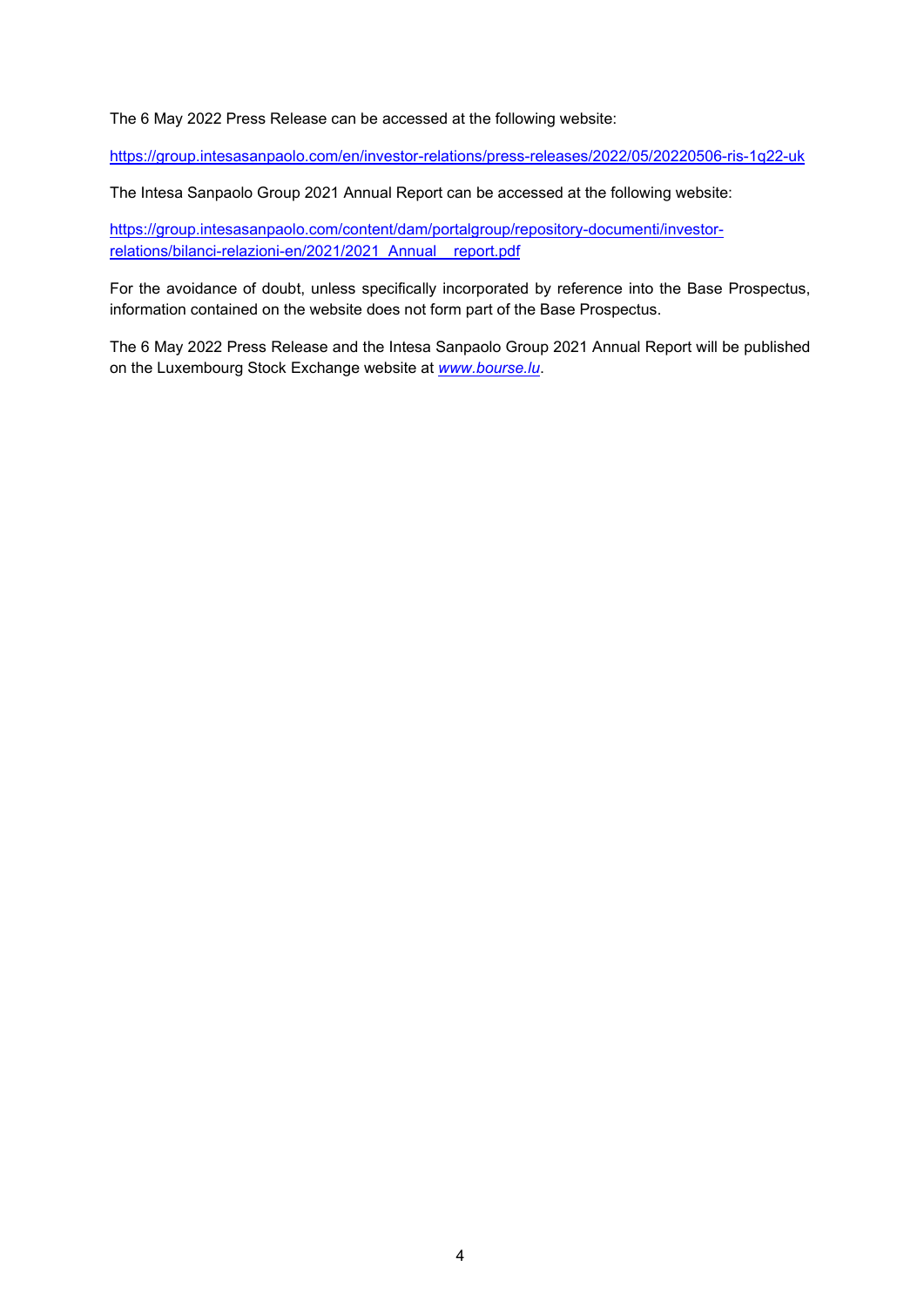The 6 May 2022 Press Release can be accessed at the following website:

https://group.intesasanpaolo.com/en/investor-relations/press-releases/2022/05/20220506-ris-1q22-uk

The Intesa Sanpaolo Group 2021 Annual Report can be accessed at the following website:

https://group.intesasanpaolo.com/content/dam/portalgroup/repository-documenti/investor-relations/bilanci-relazioni-en/2021/2021_Annual__report.pdf

For the avoidance of doubt, unless specifically incorporated by reference into the Base Prospectus, information contained on the website does not form part of the Base Prospectus.

The 6 May 2022 Press Release and the Intesa Sanpaolo Group 2021 Annual Report will be published on the Luxembourg Stock Exchange website at *www.bourse.lu*.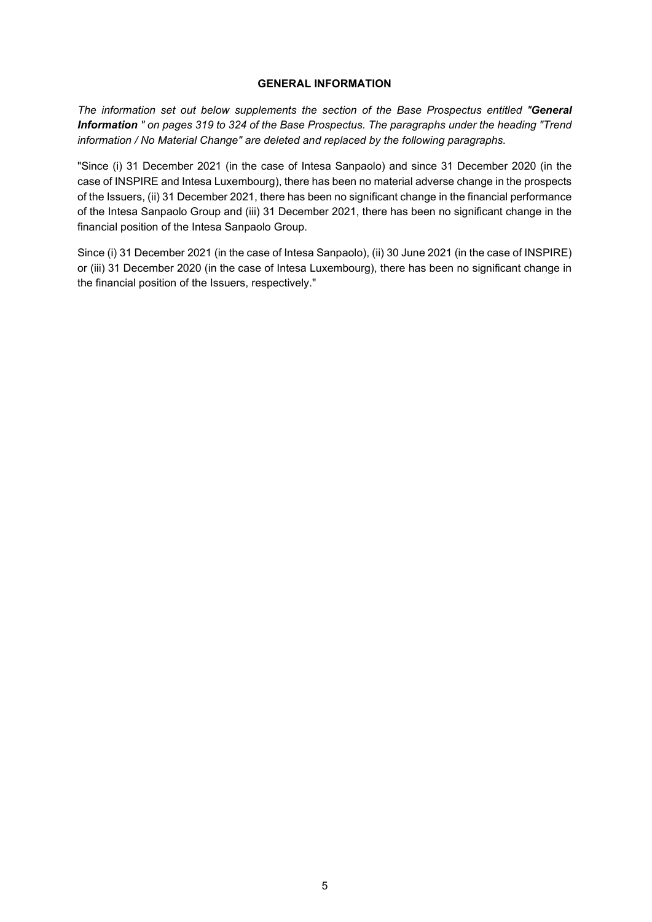## GENERAL INFORMATION

*The information set out below supplements the section of the Base Prospectus entitled "**General Information** " on pages 319 to 324 of the Base Prospectus. The paragraphs under the heading "Trend information / No Material Change" are deleted and replaced by the following paragraphs.*

"Since (i) 31 December 2021 (in the case of Intesa Sanpaolo) and since 31 December 2020 (in the case of INSPIRE and Intesa Luxembourg), there has been no material adverse change in the prospects of the Issuers, (ii) 31 December 2021, there has been no significant change in the financial performance of the Intesa Sanpaolo Group and (iii) 31 December 2021, there has been no significant change in the financial position of the Intesa Sanpaolo Group.

Since (i) 31 December 2021 (in the case of Intesa Sanpaolo), (ii) 30 June 2021 (in the case of INSPIRE) or (iii) 31 December 2020 (in the case of Intesa Luxembourg), there has been no significant change in the financial position of the Issuers, respectively."